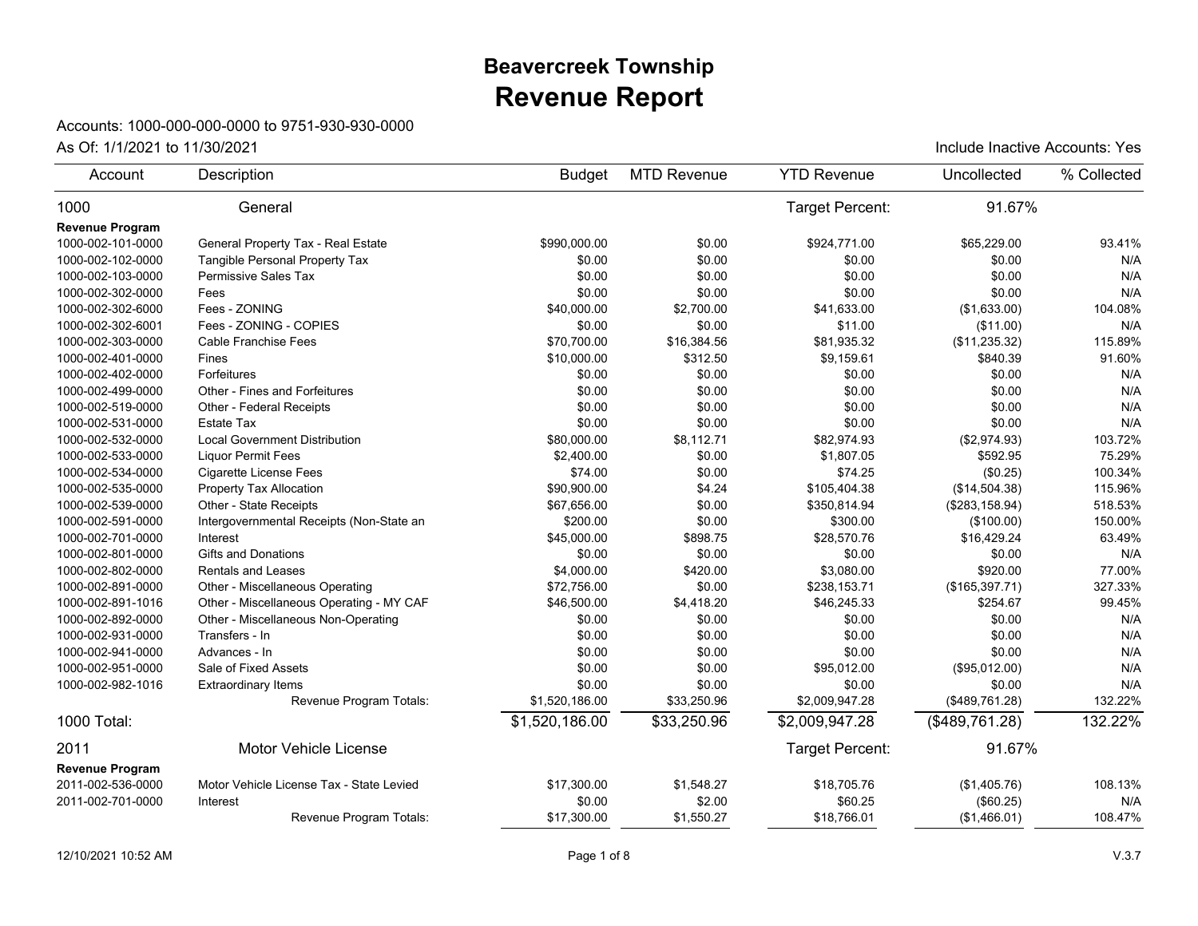# Beavercreek Township
# Revenue Report

Accounts: 1000-000-000-0000 to 9751-930-930-0000

As Of: 1/1/2021 to 11/30/2021

Include Inactive Accounts: Yes

| Account | Description | Budget | MTD Revenue | YTD Revenue | Uncollected | % Collected |
|---|---|---|---|---|---|---|
| 1000 | General | | | Target Percent: | 91.67% | |
| **Revenue Program** | | | | | | |
| 1000-002-101-0000 | General Property Tax - Real Estate | $990,000.00 | $0.00 | $924,771.00 | $65,229.00 | 93.41% |
| 1000-002-102-0000 | Tangible Personal Property Tax | $0.00 | $0.00 | $0.00 | $0.00 | N/A |
| 1000-002-103-0000 | Permissive Sales Tax | $0.00 | $0.00 | $0.00 | $0.00 | N/A |
| 1000-002-302-0000 | Fees | $0.00 | $0.00 | $0.00 | $0.00 | N/A |
| 1000-002-302-6000 | Fees - ZONING | $40,000.00 | $2,700.00 | $41,633.00 | ($1,633.00) | 104.08% |
| 1000-002-302-6001 | Fees - ZONING - COPIES | $0.00 | $0.00 | $11.00 | ($11.00) | N/A |
| 1000-002-303-0000 | Cable Franchise Fees | $70,700.00 | $16,384.56 | $81,935.32 | ($11,235.32) | 115.89% |
| 1000-002-401-0000 | Fines | $10,000.00 | $312.50 | $9,159.61 | $840.39 | 91.60% |
| 1000-002-402-0000 | Forfeitures | $0.00 | $0.00 | $0.00 | $0.00 | N/A |
| 1000-002-499-0000 | Other - Fines and Forfeitures | $0.00 | $0.00 | $0.00 | $0.00 | N/A |
| 1000-002-519-0000 | Other - Federal Receipts | $0.00 | $0.00 | $0.00 | $0.00 | N/A |
| 1000-002-531-0000 | Estate Tax | $0.00 | $0.00 | $0.00 | $0.00 | N/A |
| 1000-002-532-0000 | Local Government Distribution | $80,000.00 | $8,112.71 | $82,974.93 | ($2,974.93) | 103.72% |
| 1000-002-533-0000 | Liquor Permit Fees | $2,400.00 | $0.00 | $1,807.05 | $592.95 | 75.29% |
| 1000-002-534-0000 | Cigarette License Fees | $74.00 | $0.00 | $74.25 | ($0.25) | 100.34% |
| 1000-002-535-0000 | Property Tax Allocation | $90,900.00 | $4.24 | $105,404.38 | ($14,504.38) | 115.96% |
| 1000-002-539-0000 | Other - State Receipts | $67,656.00 | $0.00 | $350,814.94 | ($283,158.94) | 518.53% |
| 1000-002-591-0000 | Intergovernmental Receipts (Non-State an | $200.00 | $0.00 | $300.00 | ($100.00) | 150.00% |
| 1000-002-701-0000 | Interest | $45,000.00 | $898.75 | $28,570.76 | $16,429.24 | 63.49% |
| 1000-002-801-0000 | Gifts and Donations | $0.00 | $0.00 | $0.00 | $0.00 | N/A |
| 1000-002-802-0000 | Rentals and Leases | $4,000.00 | $420.00 | $3,080.00 | $920.00 | 77.00% |
| 1000-002-891-0000 | Other - Miscellaneous Operating | $72,756.00 | $0.00 | $238,153.71 | ($165,397.71) | 327.33% |
| 1000-002-891-1016 | Other - Miscellaneous Operating - MY CAF | $46,500.00 | $4,418.20 | $46,245.33 | $254.67 | 99.45% |
| 1000-002-892-0000 | Other - Miscellaneous Non-Operating | $0.00 | $0.00 | $0.00 | $0.00 | N/A |
| 1000-002-931-0000 | Transfers - In | $0.00 | $0.00 | $0.00 | $0.00 | N/A |
| 1000-002-941-0000 | Advances - In | $0.00 | $0.00 | $0.00 | $0.00 | N/A |
| 1000-002-951-0000 | Sale of Fixed Assets | $0.00 | $0.00 | $95,012.00 | ($95,012.00) | N/A |
| 1000-002-982-1016 | Extraordinary Items | $0.00 | $0.00 | $0.00 | $0.00 | N/A |
| | Revenue Program Totals: | $1,520,186.00 | $33,250.96 | $2,009,947.28 | ($489,761.28) | 132.22% |
| 1000 Total: | | $1,520,186.00 | $33,250.96 | $2,009,947.28 | ($489,761.28) | 132.22% |
| 2011 | Motor Vehicle License | | | Target Percent: | 91.67% | |
| **Revenue Program** | | | | | | |
| 2011-002-536-0000 | Motor Vehicle License Tax - State Levied | $17,300.00 | $1,548.27 | $18,705.76 | ($1,405.76) | 108.13% |
| 2011-002-701-0000 | Interest | $0.00 | $2.00 | $60.25 | ($60.25) | N/A |
| | Revenue Program Totals: | $17,300.00 | $1,550.27 | $18,766.01 | ($1,466.01) | 108.47% |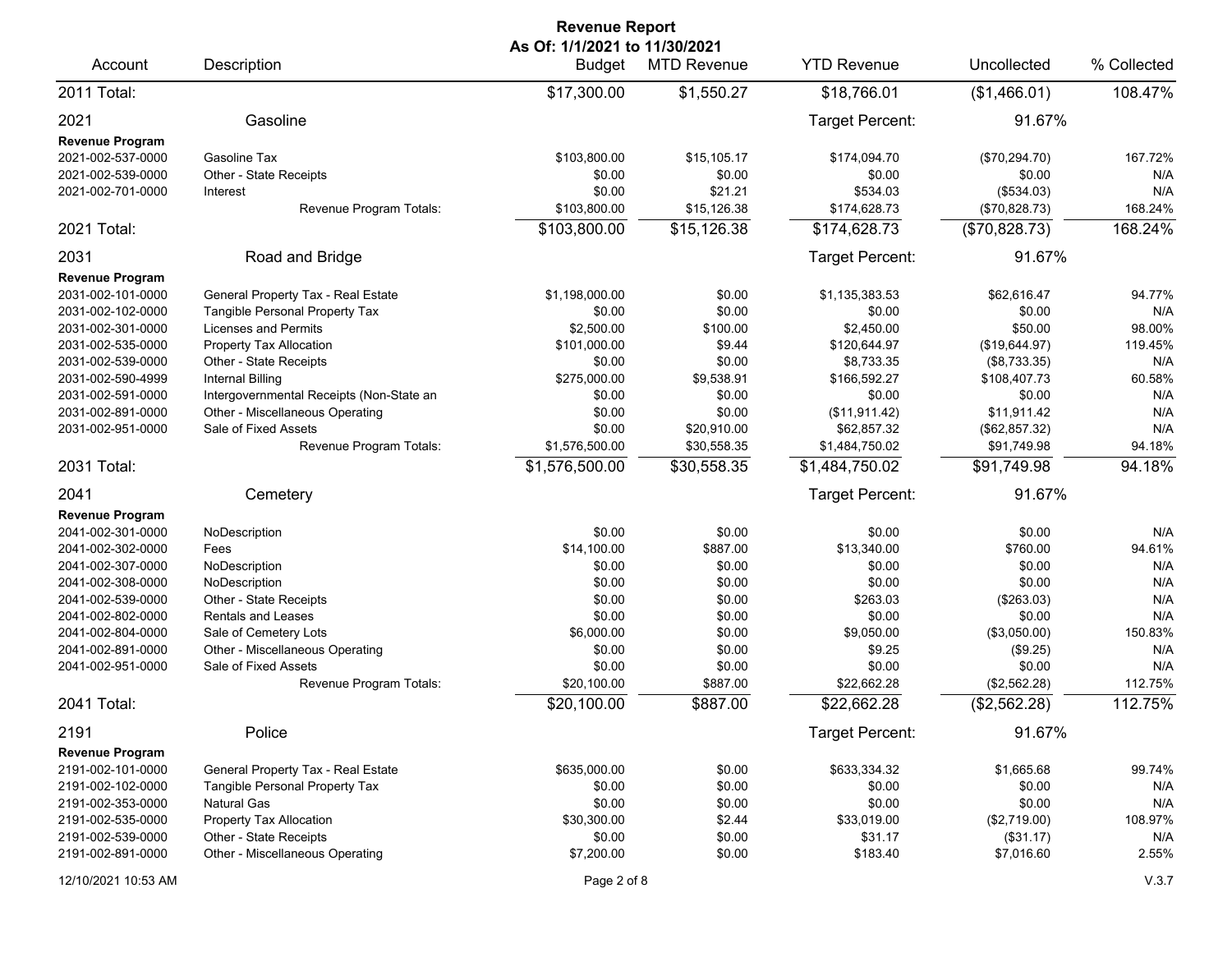# Revenue Report

**As Of: 1/1/2021 to 11/30/2021**

| Account | Description | Budget | MTD Revenue | YTD Revenue | Uncollected | % Collected |
|---|---|---|---|---|---|---|
| 2011 Total: | | $17,300.00 | $1,550.27 | $18,766.01 | ($1,466.01) | 108.47% |
| 2021 | Gasoline | | | Target Percent: | 91.67% | |
| **Revenue Program** | | | | | | |
| 2021-002-537-0000 | Gasoline Tax | $103,800.00 | $15,105.17 | $174,094.70 | ($70,294.70) | 167.72% |
| 2021-002-539-0000 | Other - State Receipts | $0.00 | $0.00 | $0.00 | $0.00 | N/A |
| 2021-002-701-0000 | Interest | $0.00 | $21.21 | $534.03 | ($534.03) | N/A |
| | Revenue Program Totals: | $103,800.00 | $15,126.38 | $174,628.73 | ($70,828.73) | 168.24% |
| 2021 Total: | | $103,800.00 | $15,126.38 | $174,628.73 | ($70,828.73) | 168.24% |
| 2031 | Road and Bridge | | | Target Percent: | 91.67% | |
| **Revenue Program** | | | | | | |
| 2031-002-101-0000 | General Property Tax - Real Estate | $1,198,000.00 | $0.00 | $1,135,383.53 | $62,616.47 | 94.77% |
| 2031-002-102-0000 | Tangible Personal Property Tax | $0.00 | $0.00 | $0.00 | $0.00 | N/A |
| 2031-002-301-0000 | Licenses and Permits | $2,500.00 | $100.00 | $2,450.00 | $50.00 | 98.00% |
| 2031-002-535-0000 | Property Tax Allocation | $101,000.00 | $9.44 | $120,644.97 | ($19,644.97) | 119.45% |
| 2031-002-539-0000 | Other - State Receipts | $0.00 | $0.00 | $8,733.35 | ($8,733.35) | N/A |
| 2031-002-590-4999 | Internal Billing | $275,000.00 | $9,538.91 | $166,592.27 | $108,407.73 | 60.58% |
| 2031-002-591-0000 | Intergovernmental Receipts (Non-State an | $0.00 | $0.00 | $0.00 | $0.00 | N/A |
| 2031-002-891-0000 | Other - Miscellaneous Operating | $0.00 | $0.00 | ($11,911.42) | $11,911.42 | N/A |
| 2031-002-951-0000 | Sale of Fixed Assets | $0.00 | $20,910.00 | $62,857.32 | ($62,857.32) | N/A |
| | Revenue Program Totals: | $1,576,500.00 | $30,558.35 | $1,484,750.02 | $91,749.98 | 94.18% |
| 2031 Total: | | $1,576,500.00 | $30,558.35 | $1,484,750.02 | $91,749.98 | 94.18% |
| 2041 | Cemetery | | | Target Percent: | 91.67% | |
| **Revenue Program** | | | | | | |
| 2041-002-301-0000 | NoDescription | $0.00 | $0.00 | $0.00 | $0.00 | N/A |
| 2041-002-302-0000 | Fees | $14,100.00 | $887.00 | $13,340.00 | $760.00 | 94.61% |
| 2041-002-307-0000 | NoDescription | $0.00 | $0.00 | $0.00 | $0.00 | N/A |
| 2041-002-308-0000 | NoDescription | $0.00 | $0.00 | $0.00 | $0.00 | N/A |
| 2041-002-539-0000 | Other - State Receipts | $0.00 | $0.00 | $263.03 | ($263.03) | N/A |
| 2041-002-802-0000 | Rentals and Leases | $0.00 | $0.00 | $0.00 | $0.00 | N/A |
| 2041-002-804-0000 | Sale of Cemetery Lots | $6,000.00 | $0.00 | $9,050.00 | ($3,050.00) | 150.83% |
| 2041-002-891-0000 | Other - Miscellaneous Operating | $0.00 | $0.00 | $9.25 | ($9.25) | N/A |
| 2041-002-951-0000 | Sale of Fixed Assets | $0.00 | $0.00 | $0.00 | $0.00 | N/A |
| | Revenue Program Totals: | $20,100.00 | $887.00 | $22,662.28 | ($2,562.28) | 112.75% |
| 2041 Total: | | $20,100.00 | $887.00 | $22,662.28 | ($2,562.28) | 112.75% |
| 2191 | Police | | | Target Percent: | 91.67% | |
| **Revenue Program** | | | | | | |
| 2191-002-101-0000 | General Property Tax - Real Estate | $635,000.00 | $0.00 | $633,334.32 | $1,665.68 | 99.74% |
| 2191-002-102-0000 | Tangible Personal Property Tax | $0.00 | $0.00 | $0.00 | $0.00 | N/A |
| 2191-002-353-0000 | Natural Gas | $0.00 | $0.00 | $0.00 | $0.00 | N/A |
| 2191-002-535-0000 | Property Tax Allocation | $30,300.00 | $2.44 | $33,019.00 | ($2,719.00) | 108.97% |
| 2191-002-539-0000 | Other - State Receipts | $0.00 | $0.00 | $31.17 | ($31.17) | N/A |
| 2191-002-891-0000 | Other - Miscellaneous Operating | $7,200.00 | $0.00 | $183.40 | $7,016.60 | 2.55% |

12/10/2021 10:53 AM V.3.7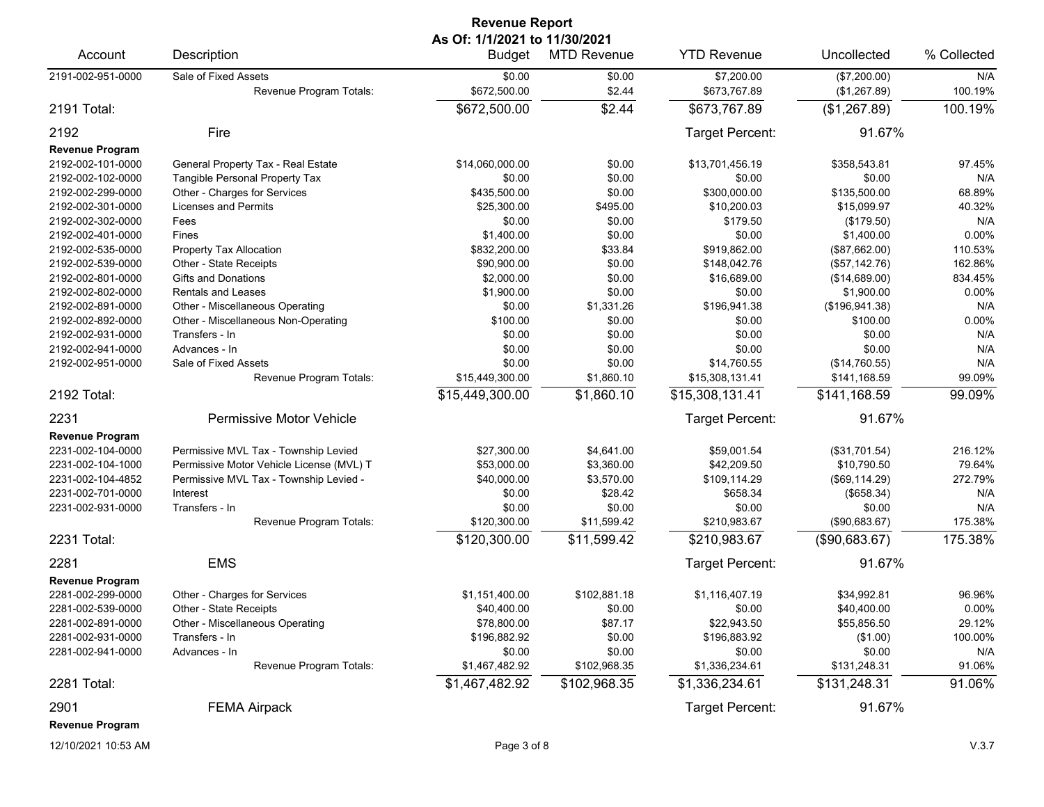# Revenue Report

## As Of: 1/1/2021 to 11/30/2021

| Account | Description | Budget | MTD Revenue | YTD Revenue | Uncollected | % Collected |
|---|---|---|---|---|---|---|
| 2191-002-951-0000 | Sale of Fixed Assets | $0.00 | $0.00 | $7,200.00 | ($7,200.00) | N/A |
| | Revenue Program Totals: | $672,500.00 | $2.44 | $673,767.89 | ($1,267.89) | 100.19% |
| 2191 Total: | | $672,500.00 | $2.44 | $673,767.89 | ($1,267.89) | 100.19% |
| 2192 | Fire | | | Target Percent: | 91.67% | |
| **Revenue Program** | | | | | | |
| 2192-002-101-0000 | General Property Tax - Real Estate | $14,060,000.00 | $0.00 | $13,701,456.19 | $358,543.81 | 97.45% |
| 2192-002-102-0000 | Tangible Personal Property Tax | $0.00 | $0.00 | $0.00 | $0.00 | N/A |
| 2192-002-299-0000 | Other - Charges for Services | $435,500.00 | $0.00 | $300,000.00 | $135,500.00 | 68.89% |
| 2192-002-301-0000 | Licenses and Permits | $25,300.00 | $495.00 | $10,200.03 | $15,099.97 | 40.32% |
| 2192-002-302-0000 | Fees | $0.00 | $0.00 | $179.50 | ($179.50) | N/A |
| 2192-002-401-0000 | Fines | $1,400.00 | $0.00 | $0.00 | $1,400.00 | 0.00% |
| 2192-002-535-0000 | Property Tax Allocation | $832,200.00 | $33.84 | $919,862.00 | ($87,662.00) | 110.53% |
| 2192-002-539-0000 | Other - State Receipts | $90,900.00 | $0.00 | $148,042.76 | ($57,142.76) | 162.86% |
| 2192-002-801-0000 | Gifts and Donations | $2,000.00 | $0.00 | $16,689.00 | ($14,689.00) | 834.45% |
| 2192-002-802-0000 | Rentals and Leases | $1,900.00 | $0.00 | $0.00 | $1,900.00 | 0.00% |
| 2192-002-891-0000 | Other - Miscellaneous Operating | $0.00 | $1,331.26 | $196,941.38 | ($196,941.38) | N/A |
| 2192-002-892-0000 | Other - Miscellaneous Non-Operating | $100.00 | $0.00 | $0.00 | $100.00 | 0.00% |
| 2192-002-931-0000 | Transfers - In | $0.00 | $0.00 | $0.00 | $0.00 | N/A |
| 2192-002-941-0000 | Advances - In | $0.00 | $0.00 | $0.00 | $0.00 | N/A |
| 2192-002-951-0000 | Sale of Fixed Assets | $0.00 | $0.00 | $14,760.55 | ($14,760.55) | N/A |
| | Revenue Program Totals: | $15,449,300.00 | $1,860.10 | $15,308,131.41 | $141,168.59 | 99.09% |
| 2192 Total: | | $15,449,300.00 | $1,860.10 | $15,308,131.41 | $141,168.59 | 99.09% |
| 2231 | Permissive Motor Vehicle | | | Target Percent: | 91.67% | |
| **Revenue Program** | | | | | | |
| 2231-002-104-0000 | Permissive MVL Tax - Township Levied | $27,300.00 | $4,641.00 | $59,001.54 | ($31,701.54) | 216.12% |
| 2231-002-104-1000 | Permissive Motor Vehicle License (MVL) T | $53,000.00 | $3,360.00 | $42,209.50 | $10,790.50 | 79.64% |
| 2231-002-104-4852 | Permissive MVL Tax - Township Levied - | $40,000.00 | $3,570.00 | $109,114.29 | ($69,114.29) | 272.79% |
| 2231-002-701-0000 | Interest | $0.00 | $28.42 | $658.34 | ($658.34) | N/A |
| 2231-002-931-0000 | Transfers - In | $0.00 | $0.00 | $0.00 | $0.00 | N/A |
| | Revenue Program Totals: | $120,300.00 | $11,599.42 | $210,983.67 | ($90,683.67) | 175.38% |
| 2231 Total: | | $120,300.00 | $11,599.42 | $210,983.67 | ($90,683.67) | 175.38% |
| 2281 | EMS | | | Target Percent: | 91.67% | |
| **Revenue Program** | | | | | | |
| 2281-002-299-0000 | Other - Charges for Services | $1,151,400.00 | $102,881.18 | $1,116,407.19 | $34,992.81 | 96.96% |
| 2281-002-539-0000 | Other - State Receipts | $40,400.00 | $0.00 | $0.00 | $40,400.00 | 0.00% |
| 2281-002-891-0000 | Other - Miscellaneous Operating | $78,800.00 | $87.17 | $22,943.50 | $55,856.50 | 29.12% |
| 2281-002-931-0000 | Transfers - In | $196,882.92 | $0.00 | $196,883.92 | ($1.00) | 100.00% |
| 2281-002-941-0000 | Advances - In | $0.00 | $0.00 | $0.00 | $0.00 | N/A |
| | Revenue Program Totals: | $1,467,482.92 | $102,968.35 | $1,336,234.61 | $131,248.31 | 91.06% |
| 2281 Total: | | $1,467,482.92 | $102,968.35 | $1,336,234.61 | $131,248.31 | 91.06% |
| 2901 | FEMA Airpack | | | Target Percent: | 91.67% | |
| **Revenue Program** | | | | | | |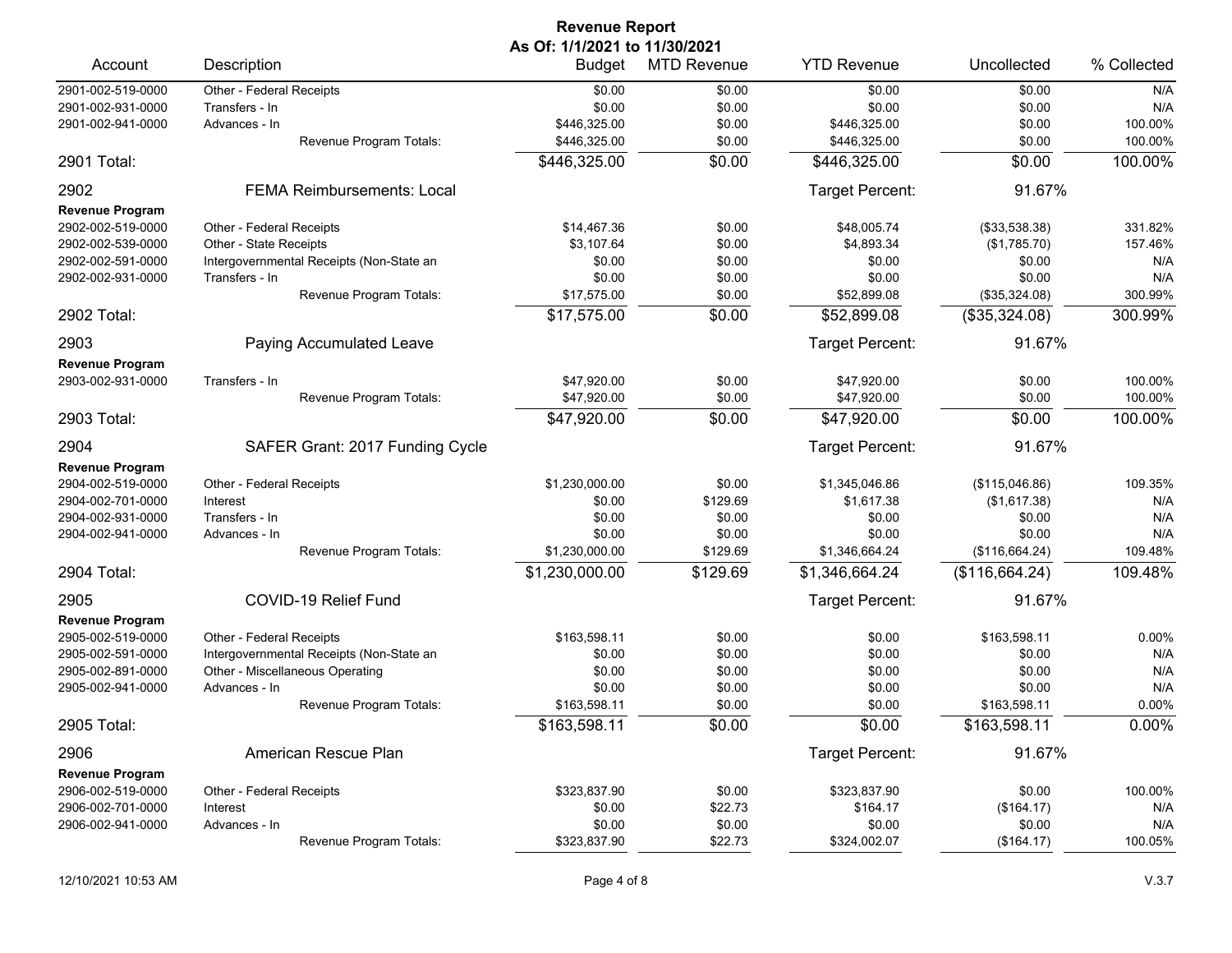# Revenue Report

**As Of: 1/1/2021 to 11/30/2021**

| Account | Description | Budget | MTD Revenue | YTD Revenue | Uncollected | % Collected |
|---|---|---|---|---|---|---|
| 2901-002-519-0000 | Other - Federal Receipts | $0.00 | $0.00 | $0.00 | $0.00 | N/A |
| 2901-002-931-0000 | Transfers - In | $0.00 | $0.00 | $0.00 | $0.00 | N/A |
| 2901-002-941-0000 | Advances - In | $446,325.00 | $0.00 | $446,325.00 | $0.00 | 100.00% |
| | Revenue Program Totals: | $446,325.00 | $0.00 | $446,325.00 | $0.00 | 100.00% |
| **2901 Total:** | | **$446,325.00** | **$0.00** | **$446,325.00** | **$0.00** | **100.00%** |
| **2902** | **FEMA Reimbursements: Local** | | | Target Percent: | 91.67% | |
| **Revenue Program** | | | | | | |
| 2902-002-519-0000 | Other - Federal Receipts | $14,467.36 | $0.00 | $48,005.74 | ($33,538.38) | 331.82% |
| 2902-002-539-0000 | Other - State Receipts | $3,107.64 | $0.00 | $4,893.34 | ($1,785.70) | 157.46% |
| 2902-002-591-0000 | Intergovernmental Receipts (Non-State an | $0.00 | $0.00 | $0.00 | $0.00 | N/A |
| 2902-002-931-0000 | Transfers - In | $0.00 | $0.00 | $0.00 | $0.00 | N/A |
| | Revenue Program Totals: | $17,575.00 | $0.00 | $52,899.08 | ($35,324.08) | 300.99% |
| **2902 Total:** | | **$17,575.00** | **$0.00** | **$52,899.08** | **($35,324.08)** | **300.99%** |
| **2903** | **Paying Accumulated Leave** | | | Target Percent: | 91.67% | |
| **Revenue Program** | | | | | | |
| 2903-002-931-0000 | Transfers - In | $47,920.00 | $0.00 | $47,920.00 | $0.00 | 100.00% |
| | Revenue Program Totals: | $47,920.00 | $0.00 | $47,920.00 | $0.00 | 100.00% |
| **2903 Total:** | | **$47,920.00** | **$0.00** | **$47,920.00** | **$0.00** | **100.00%** |
| **2904** | **SAFER Grant: 2017 Funding Cycle** | | | Target Percent: | 91.67% | |
| **Revenue Program** | | | | | | |
| 2904-002-519-0000 | Other - Federal Receipts | $1,230,000.00 | $0.00 | $1,345,046.86 | ($115,046.86) | 109.35% |
| 2904-002-701-0000 | Interest | $0.00 | $129.69 | $1,617.38 | ($1,617.38) | N/A |
| 2904-002-931-0000 | Transfers - In | $0.00 | $0.00 | $0.00 | $0.00 | N/A |
| 2904-002-941-0000 | Advances - In | $0.00 | $0.00 | $0.00 | $0.00 | N/A |
| | Revenue Program Totals: | $1,230,000.00 | $129.69 | $1,346,664.24 | ($116,664.24) | 109.48% |
| **2904 Total:** | | **$1,230,000.00** | **$129.69** | **$1,346,664.24** | **($116,664.24)** | **109.48%** |
| **2905** | **COVID-19 Relief Fund** | | | Target Percent: | 91.67% | |
| **Revenue Program** | | | | | | |
| 2905-002-519-0000 | Other - Federal Receipts | $163,598.11 | $0.00 | $0.00 | $163,598.11 | 0.00% |
| 2905-002-591-0000 | Intergovernmental Receipts (Non-State an | $0.00 | $0.00 | $0.00 | $0.00 | N/A |
| 2905-002-891-0000 | Other - Miscellaneous Operating | $0.00 | $0.00 | $0.00 | $0.00 | N/A |
| 2905-002-941-0000 | Advances - In | $0.00 | $0.00 | $0.00 | $0.00 | N/A |
| | Revenue Program Totals: | $163,598.11 | $0.00 | $0.00 | $163,598.11 | 0.00% |
| **2905 Total:** | | **$163,598.11** | **$0.00** | **$0.00** | **$163,598.11** | **0.00%** |
| **2906** | **American Rescue Plan** | | | Target Percent: | 91.67% | |
| **Revenue Program** | | | | | | |
| 2906-002-519-0000 | Other - Federal Receipts | $323,837.90 | $0.00 | $323,837.90 | $0.00 | 100.00% |
| 2906-002-701-0000 | Interest | $0.00 | $22.73 | $164.17 | ($164.17) | N/A |
| 2906-002-941-0000 | Advances - In | $0.00 | $0.00 | $0.00 | $0.00 | N/A |
| | Revenue Program Totals: | $323,837.90 | $22.73 | $324,002.07 | ($164.17) | 100.05% |

12/10/2021 10:53 AM V.3.7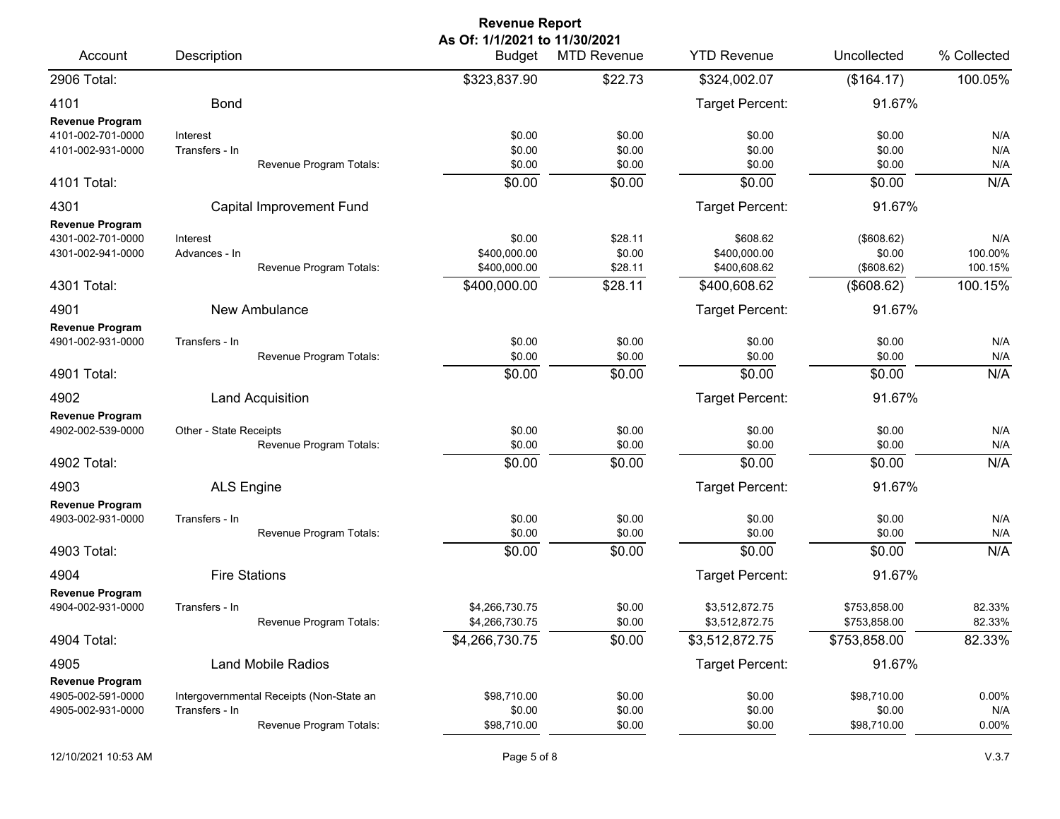**Revenue Report**
**As Of: 1/1/2021 to 11/30/2021**

| Account | Description | Budget | MTD Revenue | YTD Revenue | Uncollected | % Collected |
|---|---|---|---|---|---|---|
| 2906 Total: | | $323,837.90 | $22.73 | $324,002.07 | ($164.17) | 100.05% |
| 4101 | Bond | | | Target Percent: | 91.67% | |
| **Revenue Program** | | | | | | |
| 4101-002-701-0000 | Interest | $0.00 | $0.00 | $0.00 | $0.00 | N/A |
| 4101-002-931-0000 | Transfers - In | $0.00 | $0.00 | $0.00 | $0.00 | N/A |
| | Revenue Program Totals: | $0.00 | $0.00 | $0.00 | $0.00 | N/A |
| 4101 Total: | | $0.00 | $0.00 | $0.00 | $0.00 | N/A |
| 4301 | Capital Improvement Fund | | | Target Percent: | 91.67% | |
| **Revenue Program** | | | | | | |
| 4301-002-701-0000 | Interest | $0.00 | $28.11 | $608.62 | ($608.62) | N/A |
| 4301-002-941-0000 | Advances - In | $400,000.00 | $0.00 | $400,000.00 | $0.00 | 100.00% |
| | Revenue Program Totals: | $400,000.00 | $28.11 | $400,608.62 | ($608.62) | 100.15% |
| 4301 Total: | | $400,000.00 | $28.11 | $400,608.62 | ($608.62) | 100.15% |
| 4901 | New Ambulance | | | Target Percent: | 91.67% | |
| **Revenue Program** | | | | | | |
| 4901-002-931-0000 | Transfers - In | $0.00 | $0.00 | $0.00 | $0.00 | N/A |
| | Revenue Program Totals: | $0.00 | $0.00 | $0.00 | $0.00 | N/A |
| 4901 Total: | | $0.00 | $0.00 | $0.00 | $0.00 | N/A |
| 4902 | Land Acquisition | | | Target Percent: | 91.67% | |
| **Revenue Program** | | | | | | |
| 4902-002-539-0000 | Other - State Receipts | $0.00 | $0.00 | $0.00 | $0.00 | N/A |
| | Revenue Program Totals: | $0.00 | $0.00 | $0.00 | $0.00 | N/A |
| 4902 Total: | | $0.00 | $0.00 | $0.00 | $0.00 | N/A |
| 4903 | ALS Engine | | | Target Percent: | 91.67% | |
| **Revenue Program** | | | | | | |
| 4903-002-931-0000 | Transfers - In | $0.00 | $0.00 | $0.00 | $0.00 | N/A |
| | Revenue Program Totals: | $0.00 | $0.00 | $0.00 | $0.00 | N/A |
| 4903 Total: | | $0.00 | $0.00 | $0.00 | $0.00 | N/A |
| 4904 | Fire Stations | | | Target Percent: | 91.67% | |
| **Revenue Program** | | | | | | |
| 4904-002-931-0000 | Transfers - In | $4,266,730.75 | $0.00 | $3,512,872.75 | $753,858.00 | 82.33% |
| | Revenue Program Totals: | $4,266,730.75 | $0.00 | $3,512,872.75 | $753,858.00 | 82.33% |
| 4904 Total: | | $4,266,730.75 | $0.00 | $3,512,872.75 | $753,858.00 | 82.33% |
| 4905 | Land Mobile Radios | | | Target Percent: | 91.67% | |
| **Revenue Program** | | | | | | |
| 4905-002-591-0000 | Intergovernmental Receipts (Non-State an | $98,710.00 | $0.00 | $0.00 | $98,710.00 | 0.00% |
| 4905-002-931-0000 | Transfers - In | $0.00 | $0.00 | $0.00 | $0.00 | N/A |
| | Revenue Program Totals: | $98,710.00 | $0.00 | $0.00 | $98,710.00 | 0.00% |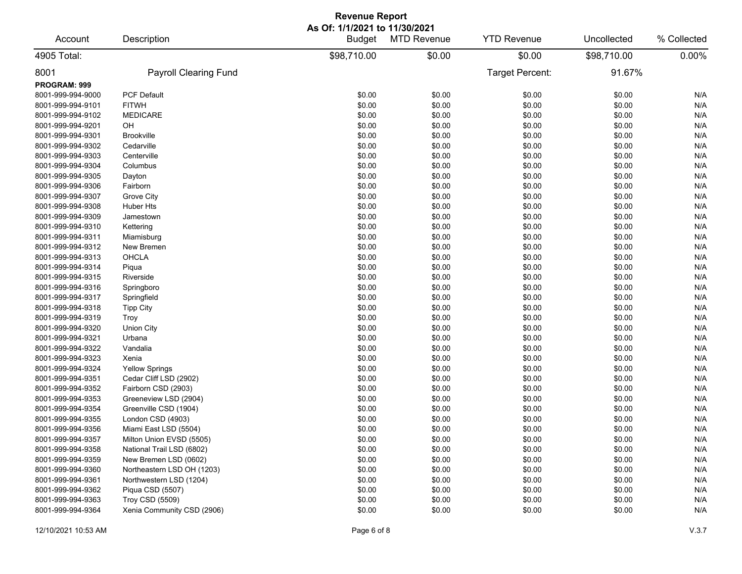**Revenue Report**
**As Of: 1/1/2021 to 11/30/2021**

| Account | Description | Budget | MTD Revenue | YTD Revenue | Uncollected | % Collected |
|---|---|---|---|---|---|---|
| 4905 Total: | | $98,710.00 | $0.00 | $0.00 | $98,710.00 | 0.00% |
| 8001 | Payroll Clearing Fund | | | Target Percent: | 91.67% | |
| **PROGRAM: 999** | | | | | | |
| 8001-999-994-9000 | PCF Default | $0.00 | $0.00 | $0.00 | $0.00 | N/A |
| 8001-999-994-9101 | FITWH | $0.00 | $0.00 | $0.00 | $0.00 | N/A |
| 8001-999-994-9102 | MEDICARE | $0.00 | $0.00 | $0.00 | $0.00 | N/A |
| 8001-999-994-9201 | OH | $0.00 | $0.00 | $0.00 | $0.00 | N/A |
| 8001-999-994-9301 | Brookville | $0.00 | $0.00 | $0.00 | $0.00 | N/A |
| 8001-999-994-9302 | Cedarville | $0.00 | $0.00 | $0.00 | $0.00 | N/A |
| 8001-999-994-9303 | Centerville | $0.00 | $0.00 | $0.00 | $0.00 | N/A |
| 8001-999-994-9304 | Columbus | $0.00 | $0.00 | $0.00 | $0.00 | N/A |
| 8001-999-994-9305 | Dayton | $0.00 | $0.00 | $0.00 | $0.00 | N/A |
| 8001-999-994-9306 | Fairborn | $0.00 | $0.00 | $0.00 | $0.00 | N/A |
| 8001-999-994-9307 | Grove City | $0.00 | $0.00 | $0.00 | $0.00 | N/A |
| 8001-999-994-9308 | Huber Hts | $0.00 | $0.00 | $0.00 | $0.00 | N/A |
| 8001-999-994-9309 | Jamestown | $0.00 | $0.00 | $0.00 | $0.00 | N/A |
| 8001-999-994-9310 | Kettering | $0.00 | $0.00 | $0.00 | $0.00 | N/A |
| 8001-999-994-9311 | Miamisburg | $0.00 | $0.00 | $0.00 | $0.00 | N/A |
| 8001-999-994-9312 | New Bremen | $0.00 | $0.00 | $0.00 | $0.00 | N/A |
| 8001-999-994-9313 | OHCLA | $0.00 | $0.00 | $0.00 | $0.00 | N/A |
| 8001-999-994-9314 | Piqua | $0.00 | $0.00 | $0.00 | $0.00 | N/A |
| 8001-999-994-9315 | Riverside | $0.00 | $0.00 | $0.00 | $0.00 | N/A |
| 8001-999-994-9316 | Springboro | $0.00 | $0.00 | $0.00 | $0.00 | N/A |
| 8001-999-994-9317 | Springfield | $0.00 | $0.00 | $0.00 | $0.00 | N/A |
| 8001-999-994-9318 | Tipp City | $0.00 | $0.00 | $0.00 | $0.00 | N/A |
| 8001-999-994-9319 | Troy | $0.00 | $0.00 | $0.00 | $0.00 | N/A |
| 8001-999-994-9320 | Union City | $0.00 | $0.00 | $0.00 | $0.00 | N/A |
| 8001-999-994-9321 | Urbana | $0.00 | $0.00 | $0.00 | $0.00 | N/A |
| 8001-999-994-9322 | Vandalia | $0.00 | $0.00 | $0.00 | $0.00 | N/A |
| 8001-999-994-9323 | Xenia | $0.00 | $0.00 | $0.00 | $0.00 | N/A |
| 8001-999-994-9324 | Yellow Springs | $0.00 | $0.00 | $0.00 | $0.00 | N/A |
| 8001-999-994-9351 | Cedar Cliff LSD (2902) | $0.00 | $0.00 | $0.00 | $0.00 | N/A |
| 8001-999-994-9352 | Fairborn CSD (2903) | $0.00 | $0.00 | $0.00 | $0.00 | N/A |
| 8001-999-994-9353 | Greeneview LSD (2904) | $0.00 | $0.00 | $0.00 | $0.00 | N/A |
| 8001-999-994-9354 | Greenville CSD (1904) | $0.00 | $0.00 | $0.00 | $0.00 | N/A |
| 8001-999-994-9355 | London CSD (4903) | $0.00 | $0.00 | $0.00 | $0.00 | N/A |
| 8001-999-994-9356 | Miami East LSD (5504) | $0.00 | $0.00 | $0.00 | $0.00 | N/A |
| 8001-999-994-9357 | Milton Union EVSD (5505) | $0.00 | $0.00 | $0.00 | $0.00 | N/A |
| 8001-999-994-9358 | National Trail LSD (6802) | $0.00 | $0.00 | $0.00 | $0.00 | N/A |
| 8001-999-994-9359 | New Bremen LSD (0602) | $0.00 | $0.00 | $0.00 | $0.00 | N/A |
| 8001-999-994-9360 | Northeastern LSD OH (1203) | $0.00 | $0.00 | $0.00 | $0.00 | N/A |
| 8001-999-994-9361 | Northwestern LSD (1204) | $0.00 | $0.00 | $0.00 | $0.00 | N/A |
| 8001-999-994-9362 | Piqua CSD (5507) | $0.00 | $0.00 | $0.00 | $0.00 | N/A |
| 8001-999-994-9363 | Troy CSD (5509) | $0.00 | $0.00 | $0.00 | $0.00 | N/A |
| 8001-999-994-9364 | Xenia Community CSD (2906) | $0.00 | $0.00 | $0.00 | $0.00 | N/A |

12/10/2021 10:53 AM V.3.7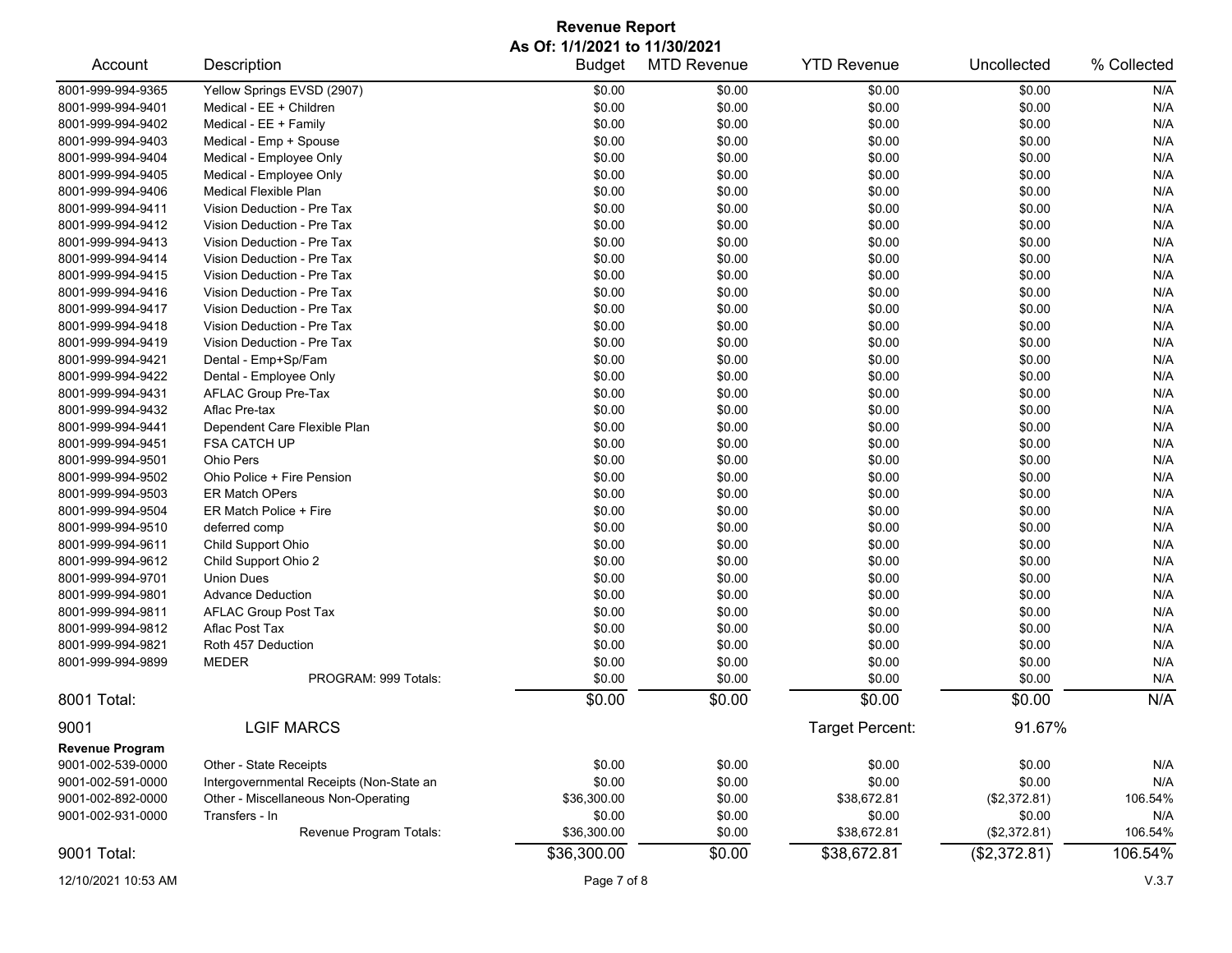# Revenue Report

**As Of: 1/1/2021 to 11/30/2021**

| Account | Description | Budget | MTD Revenue | YTD Revenue | Uncollected | % Collected |
|---|---|---|---|---|---|---|
| 8001-999-994-9365 | Yellow Springs EVSD (2907) | $0.00 | $0.00 | $0.00 | $0.00 | N/A |
| 8001-999-994-9401 | Medical - EE + Children | $0.00 | $0.00 | $0.00 | $0.00 | N/A |
| 8001-999-994-9402 | Medical - EE + Family | $0.00 | $0.00 | $0.00 | $0.00 | N/A |
| 8001-999-994-9403 | Medical - Emp + Spouse | $0.00 | $0.00 | $0.00 | $0.00 | N/A |
| 8001-999-994-9404 | Medical - Employee Only | $0.00 | $0.00 | $0.00 | $0.00 | N/A |
| 8001-999-994-9405 | Medical - Employee Only | $0.00 | $0.00 | $0.00 | $0.00 | N/A |
| 8001-999-994-9406 | Medical Flexible Plan | $0.00 | $0.00 | $0.00 | $0.00 | N/A |
| 8001-999-994-9411 | Vision Deduction - Pre Tax | $0.00 | $0.00 | $0.00 | $0.00 | N/A |
| 8001-999-994-9412 | Vision Deduction - Pre Tax | $0.00 | $0.00 | $0.00 | $0.00 | N/A |
| 8001-999-994-9413 | Vision Deduction - Pre Tax | $0.00 | $0.00 | $0.00 | $0.00 | N/A |
| 8001-999-994-9414 | Vision Deduction - Pre Tax | $0.00 | $0.00 | $0.00 | $0.00 | N/A |
| 8001-999-994-9415 | Vision Deduction - Pre Tax | $0.00 | $0.00 | $0.00 | $0.00 | N/A |
| 8001-999-994-9416 | Vision Deduction - Pre Tax | $0.00 | $0.00 | $0.00 | $0.00 | N/A |
| 8001-999-994-9417 | Vision Deduction - Pre Tax | $0.00 | $0.00 | $0.00 | $0.00 | N/A |
| 8001-999-994-9418 | Vision Deduction - Pre Tax | $0.00 | $0.00 | $0.00 | $0.00 | N/A |
| 8001-999-994-9419 | Vision Deduction - Pre Tax | $0.00 | $0.00 | $0.00 | $0.00 | N/A |
| 8001-999-994-9421 | Dental - Emp+Sp/Fam | $0.00 | $0.00 | $0.00 | $0.00 | N/A |
| 8001-999-994-9422 | Dental - Employee Only | $0.00 | $0.00 | $0.00 | $0.00 | N/A |
| 8001-999-994-9431 | AFLAC Group Pre-Tax | $0.00 | $0.00 | $0.00 | $0.00 | N/A |
| 8001-999-994-9432 | Aflac Pre-tax | $0.00 | $0.00 | $0.00 | $0.00 | N/A |
| 8001-999-994-9441 | Dependent Care Flexible Plan | $0.00 | $0.00 | $0.00 | $0.00 | N/A |
| 8001-999-994-9451 | FSA CATCH UP | $0.00 | $0.00 | $0.00 | $0.00 | N/A |
| 8001-999-994-9501 | Ohio Pers | $0.00 | $0.00 | $0.00 | $0.00 | N/A |
| 8001-999-994-9502 | Ohio Police + Fire Pension | $0.00 | $0.00 | $0.00 | $0.00 | N/A |
| 8001-999-994-9503 | ER Match OPers | $0.00 | $0.00 | $0.00 | $0.00 | N/A |
| 8001-999-994-9504 | ER Match Police + Fire | $0.00 | $0.00 | $0.00 | $0.00 | N/A |
| 8001-999-994-9510 | deferred comp | $0.00 | $0.00 | $0.00 | $0.00 | N/A |
| 8001-999-994-9611 | Child Support Ohio | $0.00 | $0.00 | $0.00 | $0.00 | N/A |
| 8001-999-994-9612 | Child Support Ohio 2 | $0.00 | $0.00 | $0.00 | $0.00 | N/A |
| 8001-999-994-9701 | Union Dues | $0.00 | $0.00 | $0.00 | $0.00 | N/A |
| 8001-999-994-9801 | Advance Deduction | $0.00 | $0.00 | $0.00 | $0.00 | N/A |
| 8001-999-994-9811 | AFLAC Group Post Tax | $0.00 | $0.00 | $0.00 | $0.00 | N/A |
| 8001-999-994-9812 | Aflac Post Tax | $0.00 | $0.00 | $0.00 | $0.00 | N/A |
| 8001-999-994-9821 | Roth 457 Deduction | $0.00 | $0.00 | $0.00 | $0.00 | N/A |
| 8001-999-994-9899 | MEDER | $0.00 | $0.00 | $0.00 | $0.00 | N/A |
| | PROGRAM: 999 Totals: | $0.00 | $0.00 | $0.00 | $0.00 | N/A |
| **8001 Total:** | | **$0.00** | **$0.00** | **$0.00** | **$0.00** | **N/A** |

## 9001 LGIF MARCS

Target Percent: 91.67%

| Account | Description | Budget | MTD Revenue | YTD Revenue | Uncollected | % Collected |
|---|---|---|---|---|---|---|
| **Revenue Program** | | | | | | |
| 9001-002-539-0000 | Other - State Receipts | $0.00 | $0.00 | $0.00 | $0.00 | N/A |
| 9001-002-591-0000 | Intergovernmental Receipts (Non-State an | $0.00 | $0.00 | $0.00 | $0.00 | N/A |
| 9001-002-892-0000 | Other - Miscellaneous Non-Operating | $36,300.00 | $0.00 | $38,672.81 | ($2,372.81) | 106.54% |
| 9001-002-931-0000 | Transfers - In | $0.00 | $0.00 | $0.00 | $0.00 | N/A |
| | Revenue Program Totals: | $36,300.00 | $0.00 | $38,672.81 | ($2,372.81) | 106.54% |
| **9001 Total:** | | **$36,300.00** | **$0.00** | **$38,672.81** | **($2,372.81)** | **106.54%** |

12/10/2021 10:53 AM V.3.7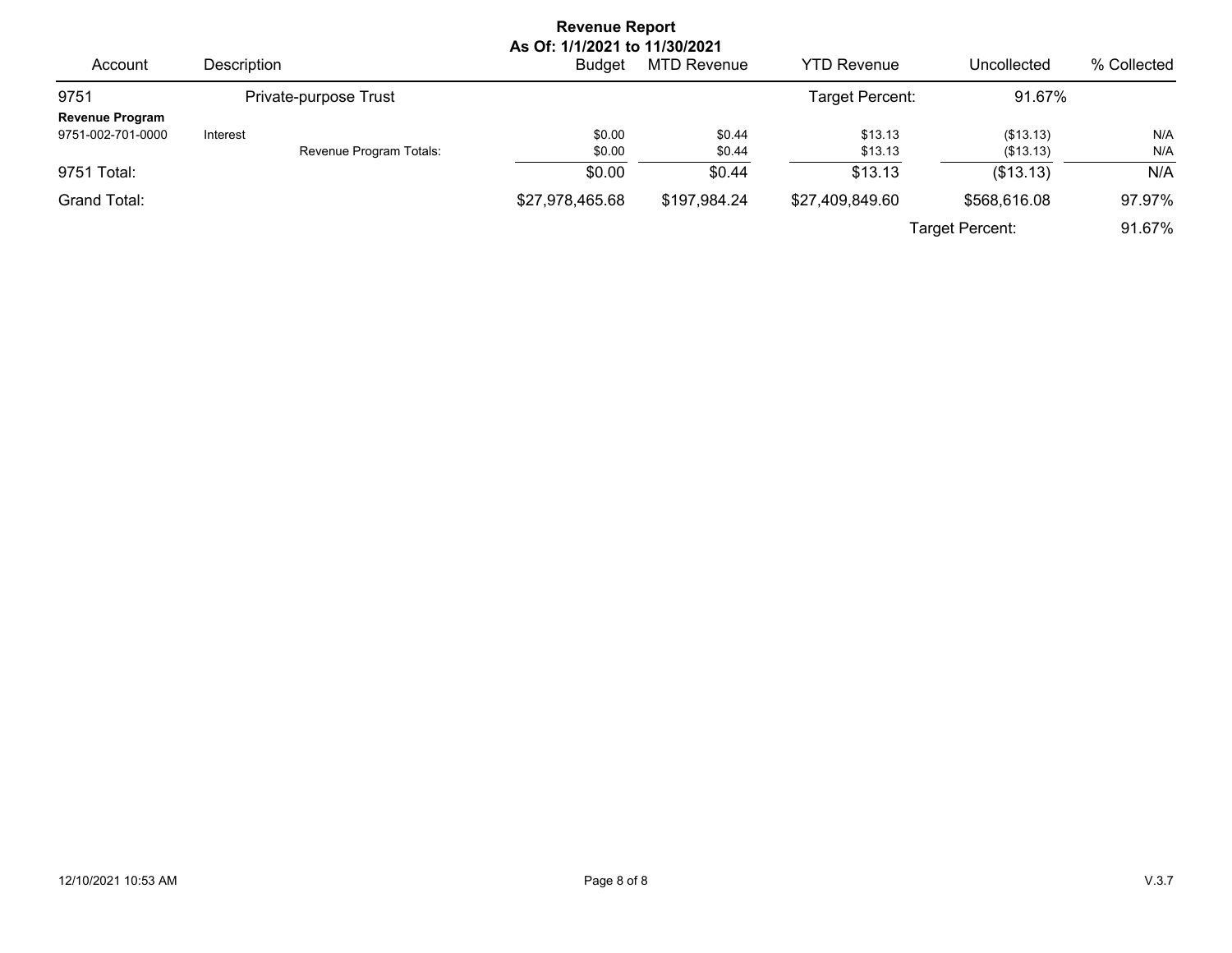# Revenue Report

**As Of: 1/1/2021 to 11/30/2021**

| Account | Description | Budget | MTD Revenue | YTD Revenue | Uncollected | % Collected |
|---|---|---|---|---|---|---|
| 9751 | Private-purpose Trust | | | Target Percent: | 91.67% | |
| **Revenue Program** | | | | | | |
| 9751-002-701-0000 | Interest | $0.00 | $0.44 | $13.13 | ($13.13) | N/A |
| | Revenue Program Totals: | $0.00 | $0.44 | $13.13 | ($13.13) | N/A |
| 9751 Total: | | $0.00 | $0.44 | $13.13 | ($13.13) | N/A |
| Grand Total: | | $27,978,465.68 | $197,984.24 | $27,409,849.60 | $568,616.08 | 97.97% |
| | | | | | Target Percent: | 91.67% |

12/10/2021 10:53 AM

V.3.7